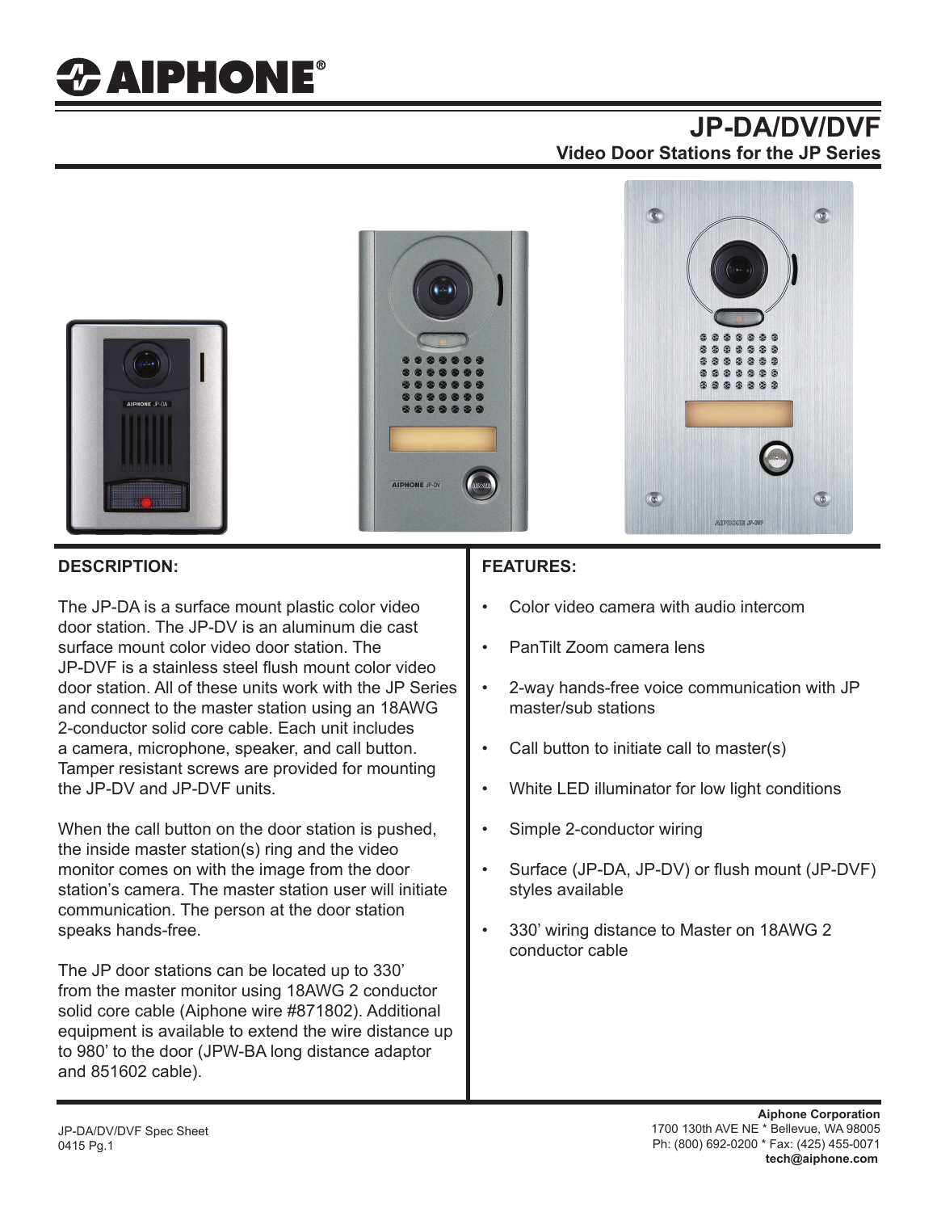# AIPHONE

## JP-DA/DV/DVF

### Video Door Stations for the JP Series

## DESCRIPTION:

The JP-DA is a surface mount plastic color video door station. The JP-DV is an aluminum die cast surface mount color video door station. The JP-DVF is a stainless steel flush mount color video door station. All of these units work with the JP Series and connect to the master station using an 18AWG 2-conductor solid core cable. Each unit includes a camera, microphone, speaker, and call button. Tamper resistant screws are provided for mounting the JP-DV and JP-DVF units.

When the call button on the door station is pushed, the inside master station(s) ring and the video monitor comes on with the image from the door station's camera. The master station user will initiate communication. The person at the door station speaks hands-free.

The JP door stations can be located up to 330' from the master monitor using 18AWG 2 conductor solid core cable (Aiphone wire #871802). Additional equipment is available to extend the wire distance up to 980' to the door (JPW-BA long distance adaptor and 851602 cable).

## FEATURES:

- Color video camera with audio intercom
- PanTilt Zoom camera lens
- 2-way hands-free voice communication with JP master/sub stations
- Call button to initiate call to master(s)
- White LED illuminator for low light conditions
- Simple 2-conductor wiring
- Surface (JP-DA, JP-DV) or flush mount (JP-DVF) styles available
- 330' wiring distance to Master on 18AWG 2 conductor cable

JP-DA/DV/DVF Spec Sheet
0415 Pg.1

**Aiphone Corporation**
1700 130th AVE NE * Bellevue, WA 98005
Ph: (800) 692-0200 * Fax: (425) 455-0071
**tech@aiphone.com**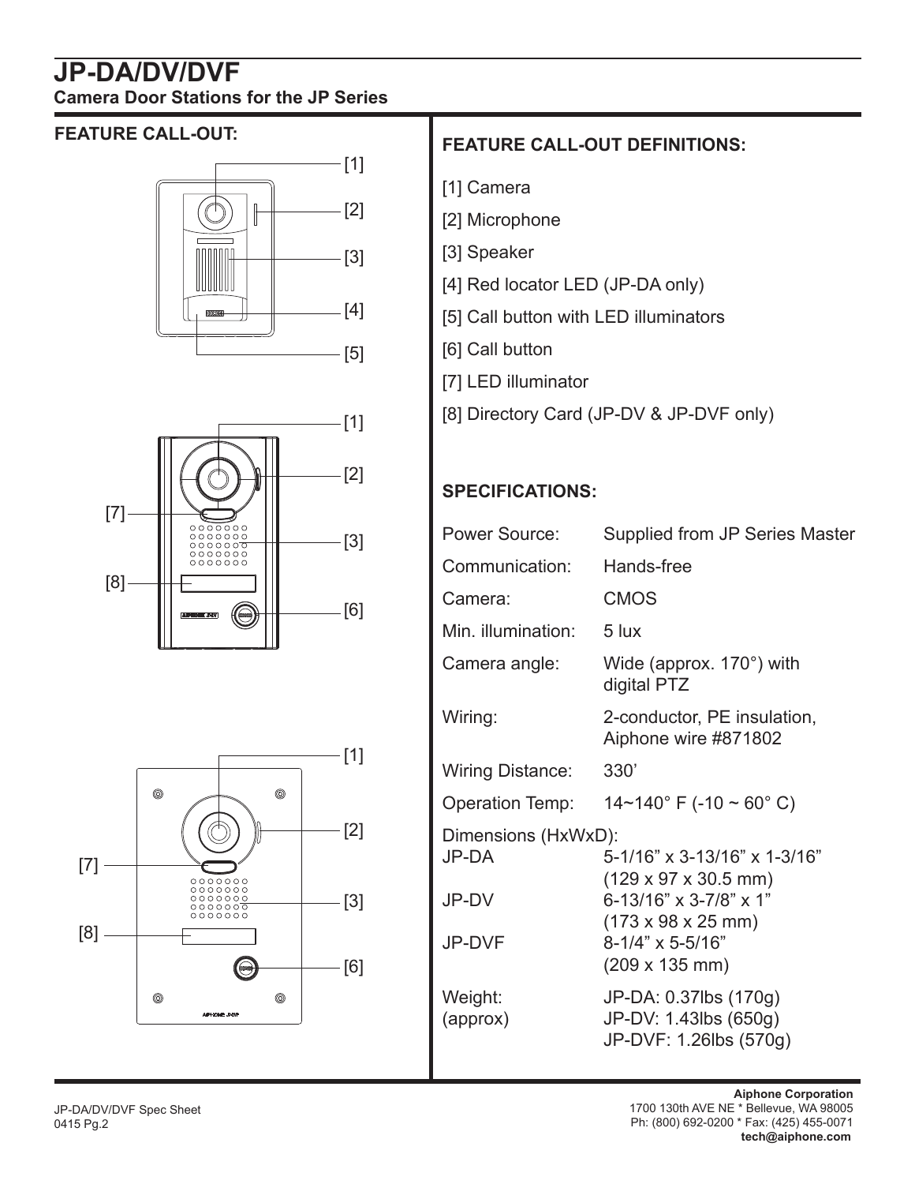# JP-DA/DV/DVF

**Camera Door Stations for the JP Series**

## FEATURE CALL-OUT:

[1]
[2]
[3]
[4]
[5]

[1]
[2]
[7]
[3]
[8]
[6]

[1]
[2]
[7]
[3]
[8]
[6]

## FEATURE CALL-OUT DEFINITIONS:

[1] Camera

[2] Microphone

[3] Speaker

[4] Red locator LED (JP-DA only)

[5] Call button with LED illuminators

[6] Call button

[7] LED illuminator

[8] Directory Card (JP-DV & JP-DVF only)

## SPECIFICATIONS:

| | |
|---|---|
| Power Source: | Supplied from JP Series Master |
| Communication: | Hands-free |
| Camera: | CMOS |
| Min. illumination: | 5 lux |
| Camera angle: | Wide (approx. 170°) with digital PTZ |
| Wiring: | 2-conductor, PE insulation, Aiphone wire #871802 |
| Wiring Distance: | 330' |
| Operation Temp: | 14~140° F (-10 ~ 60° C) |
| Dimensions (HxWxD): | |
| JP-DA | 5-1/16" x 3-13/16" x 1-3/16" (129 x 97 x 30.5 mm) |
| JP-DV | 6-13/16" x 3-7/8" x 1" (173 x 98 x 25 mm) |
| JP-DVF | 8-1/4" x 5-5/16" (209 x 135 mm) |
| Weight: (approx) | JP-DA: 0.37lbs (170g)<br>JP-DV: 1.43lbs (650g)<br>JP-DVF: 1.26lbs (570g) |

JP-DA/DV/DVF Spec Sheet
0415 Pg.2

**Aiphone Corporation**
1700 130th AVE NE * Bellevue, WA 98005
Ph: (800) 692-0200 * Fax: (425) 455-0071
**tech@aiphone.com**